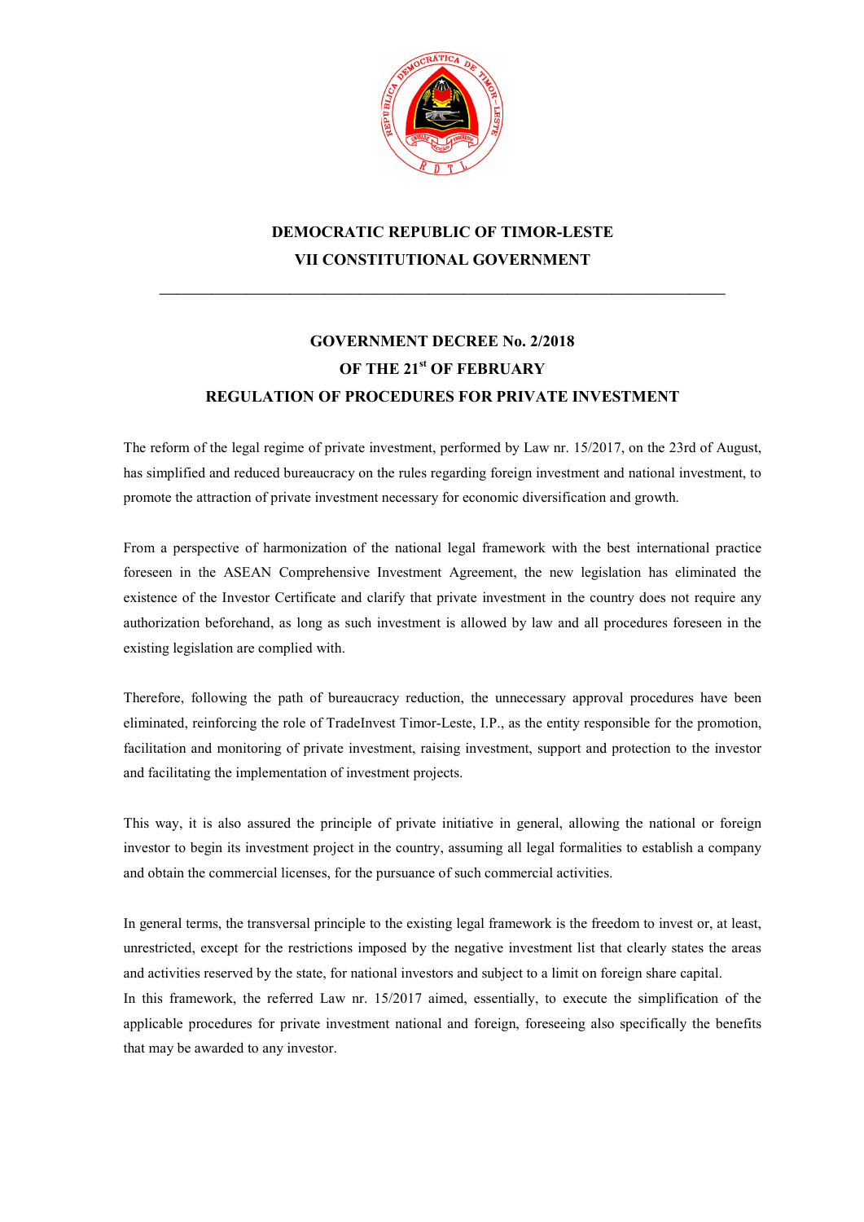**DEMOCRATIC REPUBLIC OF TIMOR-LESTE**

**VII CONSTITUTIONAL GOVERNMENT**

---

# GOVERNMENT DECREE No. 2/2018

## OF THE 21st OF FEBRUARY

## REGULATION OF PROCEDURES FOR PRIVATE INVESTMENT

The reform of the legal regime of private investment, performed by Law nr. 15/2017, on the 23rd of August, has simplified and reduced bureaucracy on the rules regarding foreign investment and national investment, to promote the attraction of private investment necessary for economic diversification and growth.

From a perspective of harmonization of the national legal framework with the best international practice foreseen in the ASEAN Comprehensive Investment Agreement, the new legislation has eliminated the existence of the Investor Certificate and clarify that private investment in the country does not require any authorization beforehand, as long as such investment is allowed by law and all procedures foreseen in the existing legislation are complied with.

Therefore, following the path of bureaucracy reduction, the unnecessary approval procedures have been eliminated, reinforcing the role of TradeInvest Timor-Leste, I.P., as the entity responsible for the promotion, facilitation and monitoring of private investment, raising investment, support and protection to the investor and facilitating the implementation of investment projects.

This way, it is also assured the principle of private initiative in general, allowing the national or foreign investor to begin its investment project in the country, assuming all legal formalities to establish a company and obtain the commercial licenses, for the pursuance of such commercial activities.

In general terms, the transversal principle to the existing legal framework is the freedom to invest or, at least, unrestricted, except for the restrictions imposed by the negative investment list that clearly states the areas and activities reserved by the state, for national investors and subject to a limit on foreign share capital.

In this framework, the referred Law nr. 15/2017 aimed, essentially, to execute the simplification of the applicable procedures for private investment national and foreign, foreseeing also specifically the benefits that may be awarded to any investor.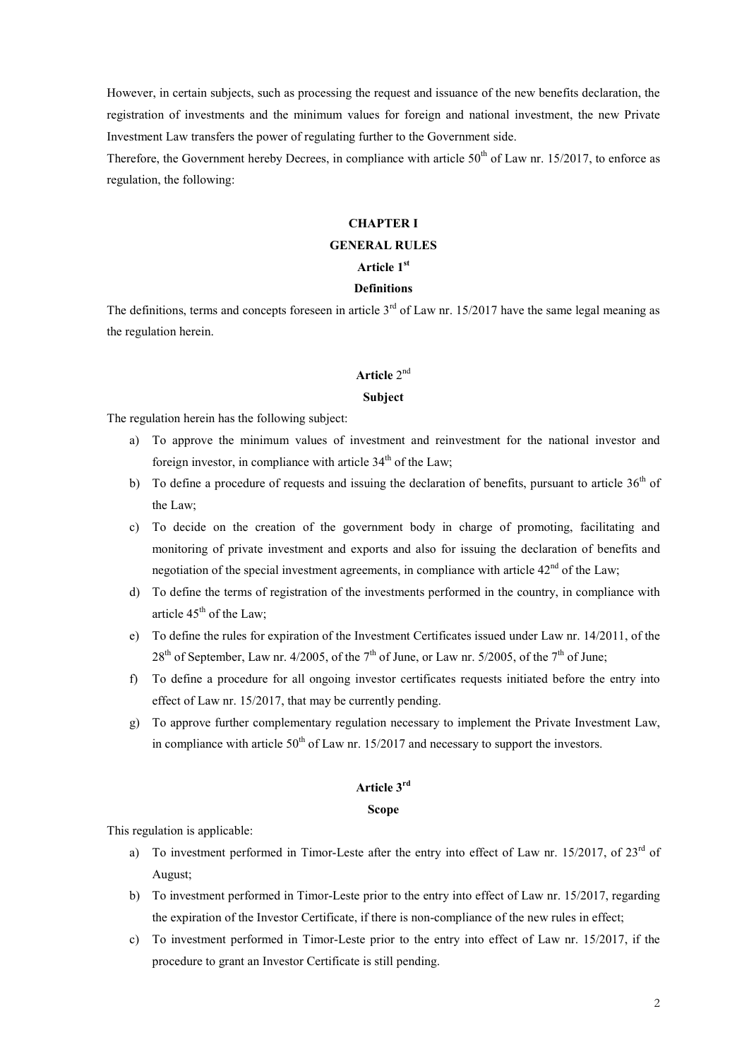However, in certain subjects, such as processing the request and issuance of the new benefits declaration, the registration of investments and the minimum values for foreign and national investment, the new Private Investment Law transfers the power of regulating further to the Government side.

Therefore, the Government hereby Decrees, in compliance with article 50th of Law nr. 15/2017, to enforce as regulation, the following:

# CHAPTER I

# GENERAL RULES

## Article 1st

### Definitions

The definitions, terms and concepts foreseen in article 3rd of Law nr. 15/2017 have the same legal meaning as the regulation herein.

## Article 2nd

### Subject

The regulation herein has the following subject:

a) To approve the minimum values of investment and reinvestment for the national investor and foreign investor, in compliance with article 34th of the Law;

b) To define a procedure of requests and issuing the declaration of benefits, pursuant to article 36th of the Law;

c) To decide on the creation of the government body in charge of promoting, facilitating and monitoring of private investment and exports and also for issuing the declaration of benefits and negotiation of the special investment agreements, in compliance with article 42nd of the Law;

d) To define the terms of registration of the investments performed in the country, in compliance with article 45th of the Law;

e) To define the rules for expiration of the Investment Certificates issued under Law nr. 14/2011, of the 28th of September, Law nr. 4/2005, of the 7th of June, or Law nr. 5/2005, of the 7th of June;

f) To define a procedure for all ongoing investor certificates requests initiated before the entry into effect of Law nr. 15/2017, that may be currently pending.

g) To approve further complementary regulation necessary to implement the Private Investment Law, in compliance with article 50th of Law nr. 15/2017 and necessary to support the investors.

## Article 3rd

### Scope

This regulation is applicable:

a) To investment performed in Timor-Leste after the entry into effect of Law nr. 15/2017, of 23rd of August;

b) To investment performed in Timor-Leste prior to the entry into effect of Law nr. 15/2017, regarding the expiration of the Investor Certificate, if there is non-compliance of the new rules in effect;

c) To investment performed in Timor-Leste prior to the entry into effect of Law nr. 15/2017, if the procedure to grant an Investor Certificate is still pending.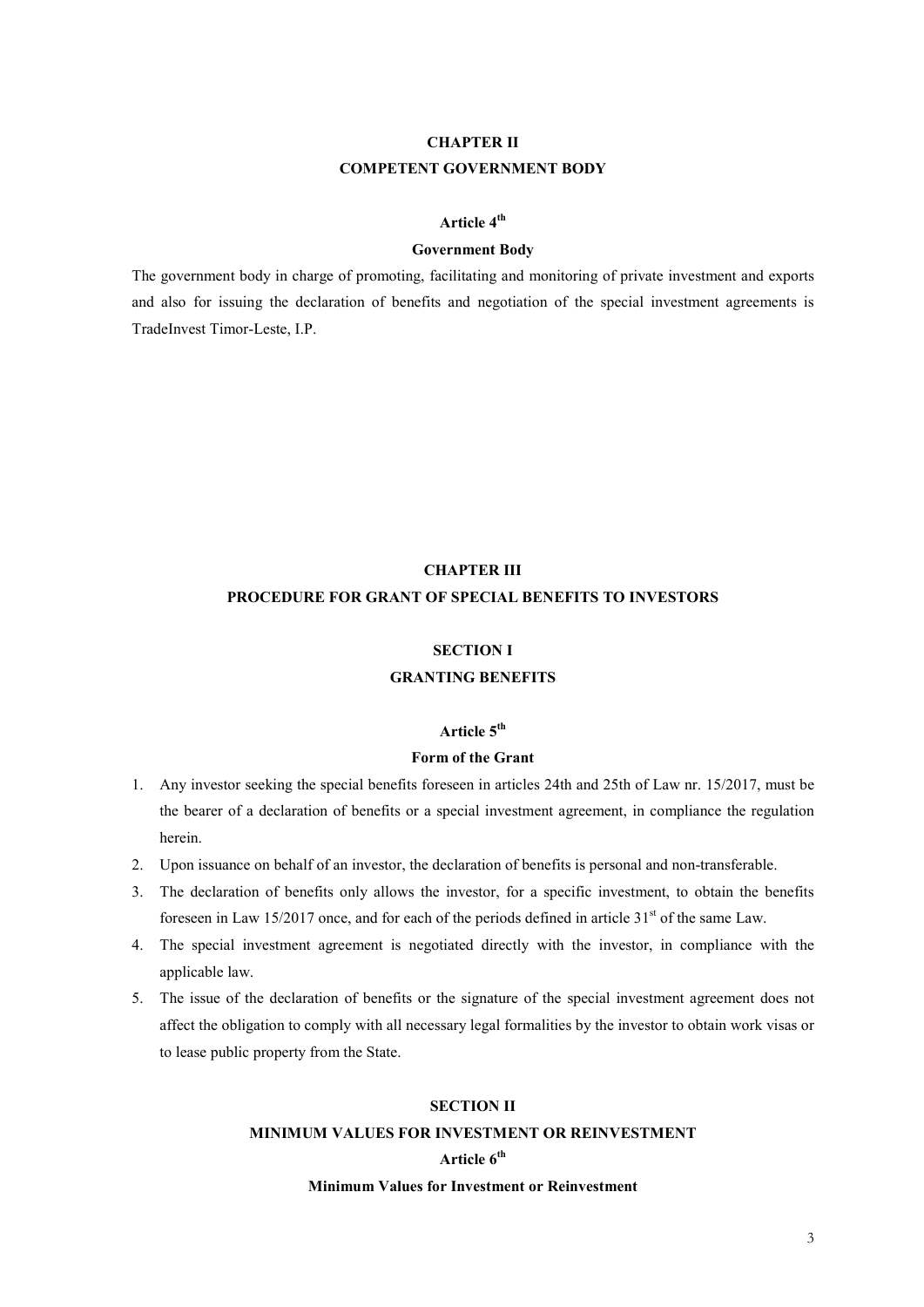## CHAPTER II
## COMPETENT GOVERNMENT BODY

### Article 4th
### Government Body

The government body in charge of promoting, facilitating and monitoring of private investment and exports and also for issuing the declaration of benefits and negotiation of the special investment agreements is TradeInvest Timor-Leste, I.P.

## CHAPTER III
## PROCEDURE FOR GRANT OF SPECIAL BENEFITS TO INVESTORS

### SECTION I
### GRANTING BENEFITS

### Article 5th
### Form of the Grant

1. Any investor seeking the special benefits foreseen in articles 24th and 25th of Law nr. 15/2017, must be the bearer of a declaration of benefits or a special investment agreement, in compliance the regulation herein.
2. Upon issuance on behalf of an investor, the declaration of benefits is personal and non-transferable.
3. The declaration of benefits only allows the investor, for a specific investment, to obtain the benefits foreseen in Law 15/2017 once, and for each of the periods defined in article 31st of the same Law.
4. The special investment agreement is negotiated directly with the investor, in compliance with the applicable law.
5. The issue of the declaration of benefits or the signature of the special investment agreement does not affect the obligation to comply with all necessary legal formalities by the investor to obtain work visas or to lease public property from the State.

### SECTION II
### MINIMUM VALUES FOR INVESTMENT OR REINVESTMENT

### Article 6th
### Minimum Values for Investment or Reinvestment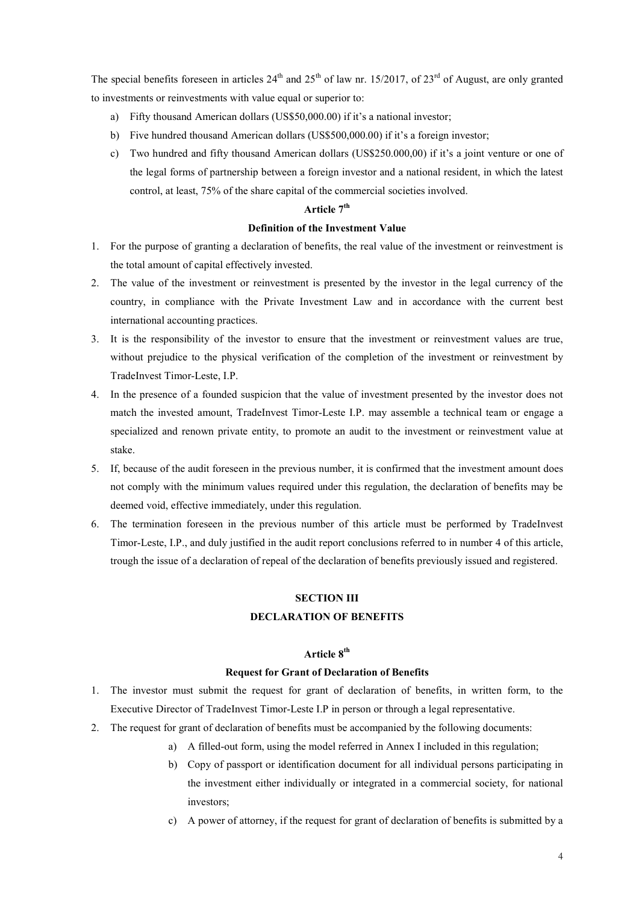The special benefits foreseen in articles 24th and 25th of law nr. 15/2017, of 23rd of August, are only granted to investments or reinvestments with value equal or superior to:

a) Fifty thousand American dollars (US$50,000.00) if it's a national investor;
b) Five hundred thousand American dollars (US$500,000.00) if it's a foreign investor;
c) Two hundred and fifty thousand American dollars (US$250.000,00) if it's a joint venture or one of the legal forms of partnership between a foreign investor and a national resident, in which the latest control, at least, 75% of the share capital of the commercial societies involved.

### Article 7th

### Definition of the Investment Value

1. For the purpose of granting a declaration of benefits, the real value of the investment or reinvestment is the total amount of capital effectively invested.
2. The value of the investment or reinvestment is presented by the investor in the legal currency of the country, in compliance with the Private Investment Law and in accordance with the current best international accounting practices.
3. It is the responsibility of the investor to ensure that the investment or reinvestment values are true, without prejudice to the physical verification of the completion of the investment or reinvestment by TradeInvest Timor-Leste, I.P.
4. In the presence of a founded suspicion that the value of investment presented by the investor does not match the invested amount, TradeInvest Timor-Leste I.P. may assemble a technical team or engage a specialized and renown private entity, to promote an audit to the investment or reinvestment value at stake.
5. If, because of the audit foreseen in the previous number, it is confirmed that the investment amount does not comply with the minimum values required under this regulation, the declaration of benefits may be deemed void, effective immediately, under this regulation.
6. The termination foreseen in the previous number of this article must be performed by TradeInvest Timor-Leste, I.P., and duly justified in the audit report conclusions referred to in number 4 of this article, trough the issue of a declaration of repeal of the declaration of benefits previously issued and registered.

## SECTION III

## DECLARATION OF BENEFITS

### Article 8th

### Request for Grant of Declaration of Benefits

1. The investor must submit the request for grant of declaration of benefits, in written form, to the Executive Director of TradeInvest Timor-Leste I.P in person or through a legal representative.
2. The request for grant of declaration of benefits must be accompanied by the following documents:
   a) A filled-out form, using the model referred in Annex I included in this regulation;
   b) Copy of passport or identification document for all individual persons participating in the investment either individually or integrated in a commercial society, for national investors;
   c) A power of attorney, if the request for grant of declaration of benefits is submitted by a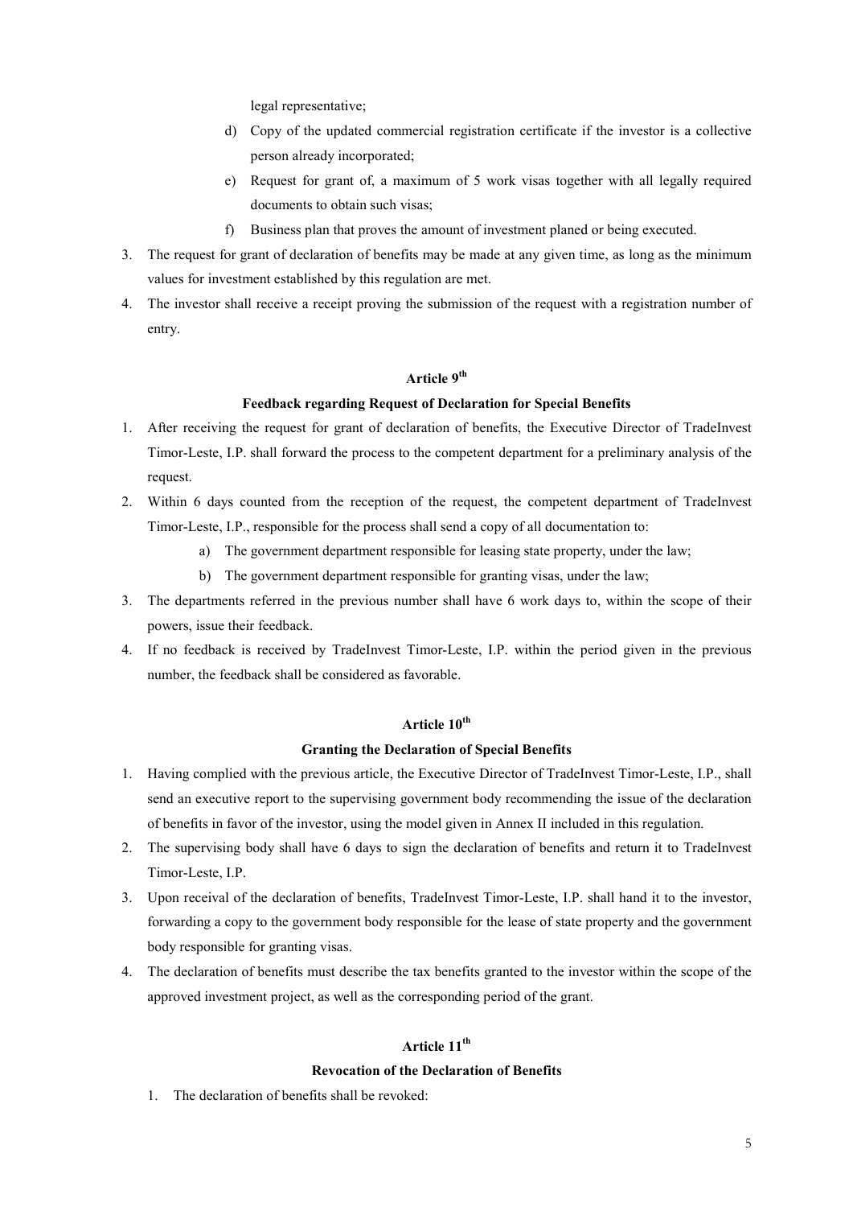legal representative;

d) Copy of the updated commercial registration certificate if the investor is a collective person already incorporated;

e) Request for grant of, a maximum of 5 work visas together with all legally required documents to obtain such visas;

f) Business plan that proves the amount of investment planed or being executed.

3. The request for grant of declaration of benefits may be made at any given time, as long as the minimum values for investment established by this regulation are met.
4. The investor shall receive a receipt proving the submission of the request with a registration number of entry.

### Article 9th

### Feedback regarding Request of Declaration for Special Benefits

1. After receiving the request for grant of declaration of benefits, the Executive Director of TradeInvest Timor-Leste, I.P. shall forward the process to the competent department for a preliminary analysis of the request.
2. Within 6 days counted from the reception of the request, the competent department of TradeInvest Timor-Leste, I.P., responsible for the process shall send a copy of all documentation to:
   a) The government department responsible for leasing state property, under the law;
   b) The government department responsible for granting visas, under the law;
3. The departments referred in the previous number shall have 6 work days to, within the scope of their powers, issue their feedback.
4. If no feedback is received by TradeInvest Timor-Leste, I.P. within the period given in the previous number, the feedback shall be considered as favorable.

### Article 10th

### Granting the Declaration of Special Benefits

1. Having complied with the previous article, the Executive Director of TradeInvest Timor-Leste, I.P., shall send an executive report to the supervising government body recommending the issue of the declaration of benefits in favor of the investor, using the model given in Annex II included in this regulation.
2. The supervising body shall have 6 days to sign the declaration of benefits and return it to TradeInvest Timor-Leste, I.P.
3. Upon receival of the declaration of benefits, TradeInvest Timor-Leste, I.P. shall hand it to the investor, forwarding a copy to the government body responsible for the lease of state property and the government body responsible for granting visas.
4. The declaration of benefits must describe the tax benefits granted to the investor within the scope of the approved investment project, as well as the corresponding period of the grant.

### Article 11th

### Revocation of the Declaration of Benefits

1. The declaration of benefits shall be revoked: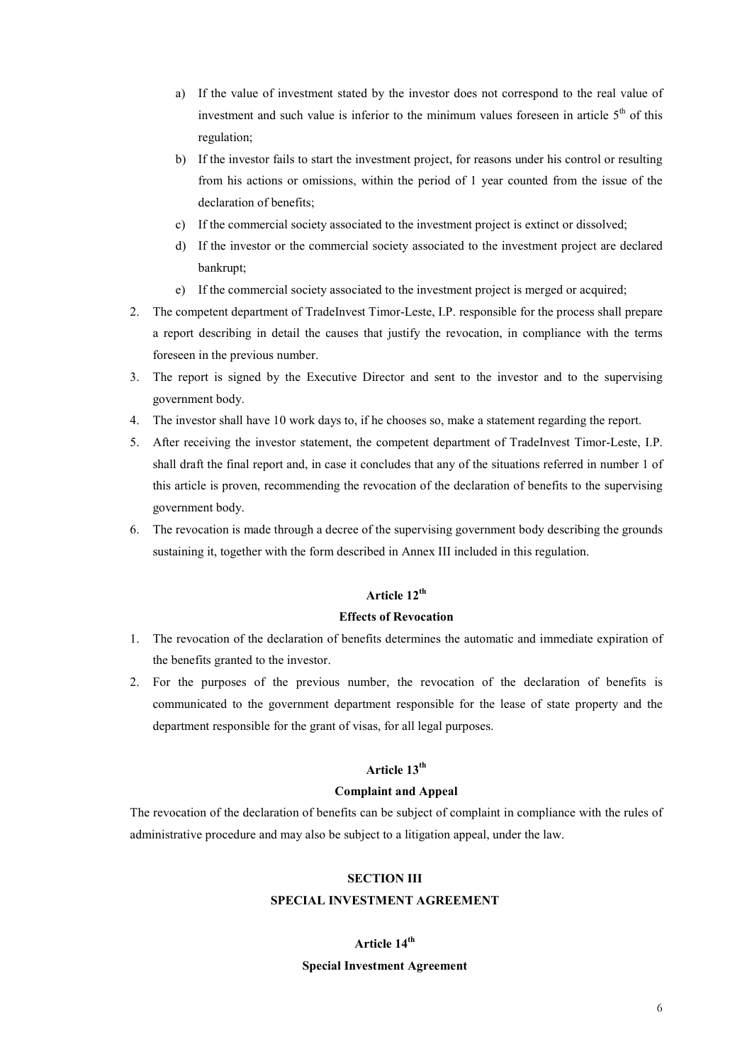a) If the value of investment stated by the investor does not correspond to the real value of investment and such value is inferior to the minimum values foreseen in article 5th of this regulation;
b) If the investor fails to start the investment project, for reasons under his control or resulting from his actions or omissions, within the period of 1 year counted from the issue of the declaration of benefits;
c) If the commercial society associated to the investment project is extinct or dissolved;
d) If the investor or the commercial society associated to the investment project are declared bankrupt;
e) If the commercial society associated to the investment project is merged or acquired;

2. The competent department of TradeInvest Timor-Leste, I.P. responsible for the process shall prepare a report describing in detail the causes that justify the revocation, in compliance with the terms foreseen in the previous number.
3. The report is signed by the Executive Director and sent to the investor and to the supervising government body.
4. The investor shall have 10 work days to, if he chooses so, make a statement regarding the report.
5. After receiving the investor statement, the competent department of TradeInvest Timor-Leste, I.P. shall draft the final report and, in case it concludes that any of the situations referred in number 1 of this article is proven, recommending the revocation of the declaration of benefits to the supervising government body.
6. The revocation is made through a decree of the supervising government body describing the grounds sustaining it, together with the form described in Annex III included in this regulation.

**Article 12th**

**Effects of Revocation**

1. The revocation of the declaration of benefits determines the automatic and immediate expiration of the benefits granted to the investor.
2. For the purposes of the previous number, the revocation of the declaration of benefits is communicated to the government department responsible for the lease of state property and the department responsible for the grant of visas, for all legal purposes.

**Article 13th**

**Complaint and Appeal**

The revocation of the declaration of benefits can be subject of complaint in compliance with the rules of administrative procedure and may also be subject to a litigation appeal, under the law.

**SECTION III**

**SPECIAL INVESTMENT AGREEMENT**

**Article 14th**

**Special Investment Agreement**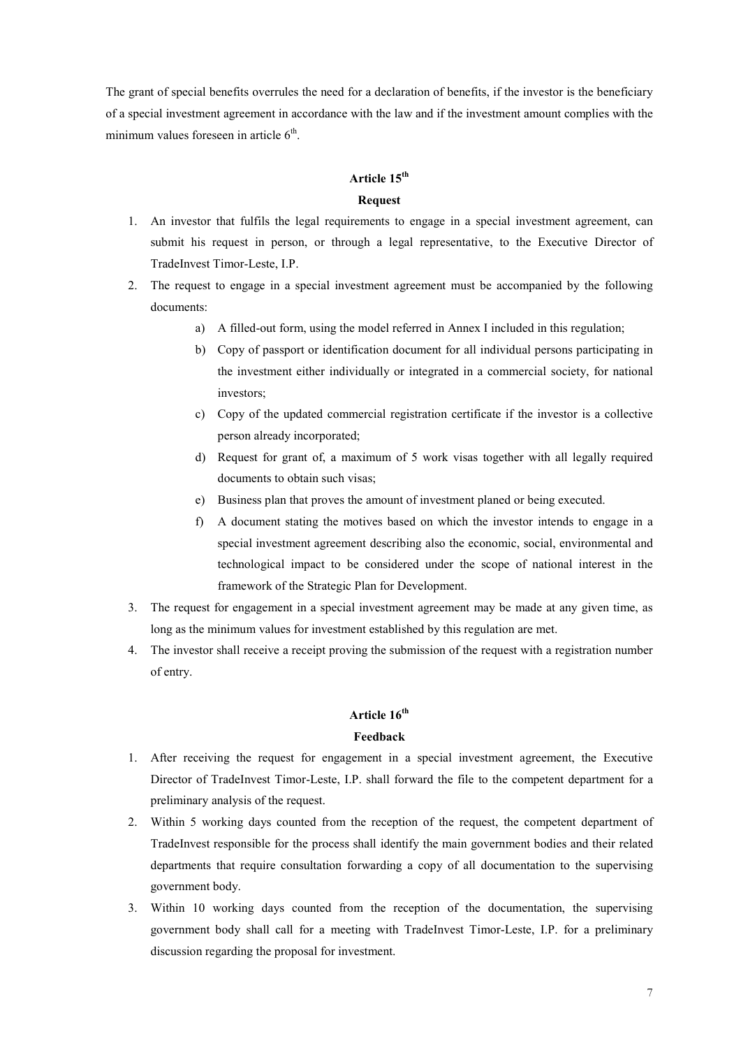The grant of special benefits overrules the need for a declaration of benefits, if the investor is the beneficiary of a special investment agreement in accordance with the law and if the investment amount complies with the minimum values foreseen in article 6th.

## Article 15th

### Request

1. An investor that fulfils the legal requirements to engage in a special investment agreement, can submit his request in person, or through a legal representative, to the Executive Director of TradeInvest Timor-Leste, I.P.
2. The request to engage in a special investment agreement must be accompanied by the following documents:
   a) A filled-out form, using the model referred in Annex I included in this regulation;
   b) Copy of passport or identification document for all individual persons participating in the investment either individually or integrated in a commercial society, for national investors;
   c) Copy of the updated commercial registration certificate if the investor is a collective person already incorporated;
   d) Request for grant of, a maximum of 5 work visas together with all legally required documents to obtain such visas;
   e) Business plan that proves the amount of investment planed or being executed.
   f) A document stating the motives based on which the investor intends to engage in a special investment agreement describing also the economic, social, environmental and technological impact to be considered under the scope of national interest in the framework of the Strategic Plan for Development.
3. The request for engagement in a special investment agreement may be made at any given time, as long as the minimum values for investment established by this regulation are met.
4. The investor shall receive a receipt proving the submission of the request with a registration number of entry.

## Article 16th

### Feedback

1. After receiving the request for engagement in a special investment agreement, the Executive Director of TradeInvest Timor-Leste, I.P. shall forward the file to the competent department for a preliminary analysis of the request.
2. Within 5 working days counted from the reception of the request, the competent department of TradeInvest responsible for the process shall identify the main government bodies and their related departments that require consultation forwarding a copy of all documentation to the supervising government body.
3. Within 10 working days counted from the reception of the documentation, the supervising government body shall call for a meeting with TradeInvest Timor-Leste, I.P. for a preliminary discussion regarding the proposal for investment.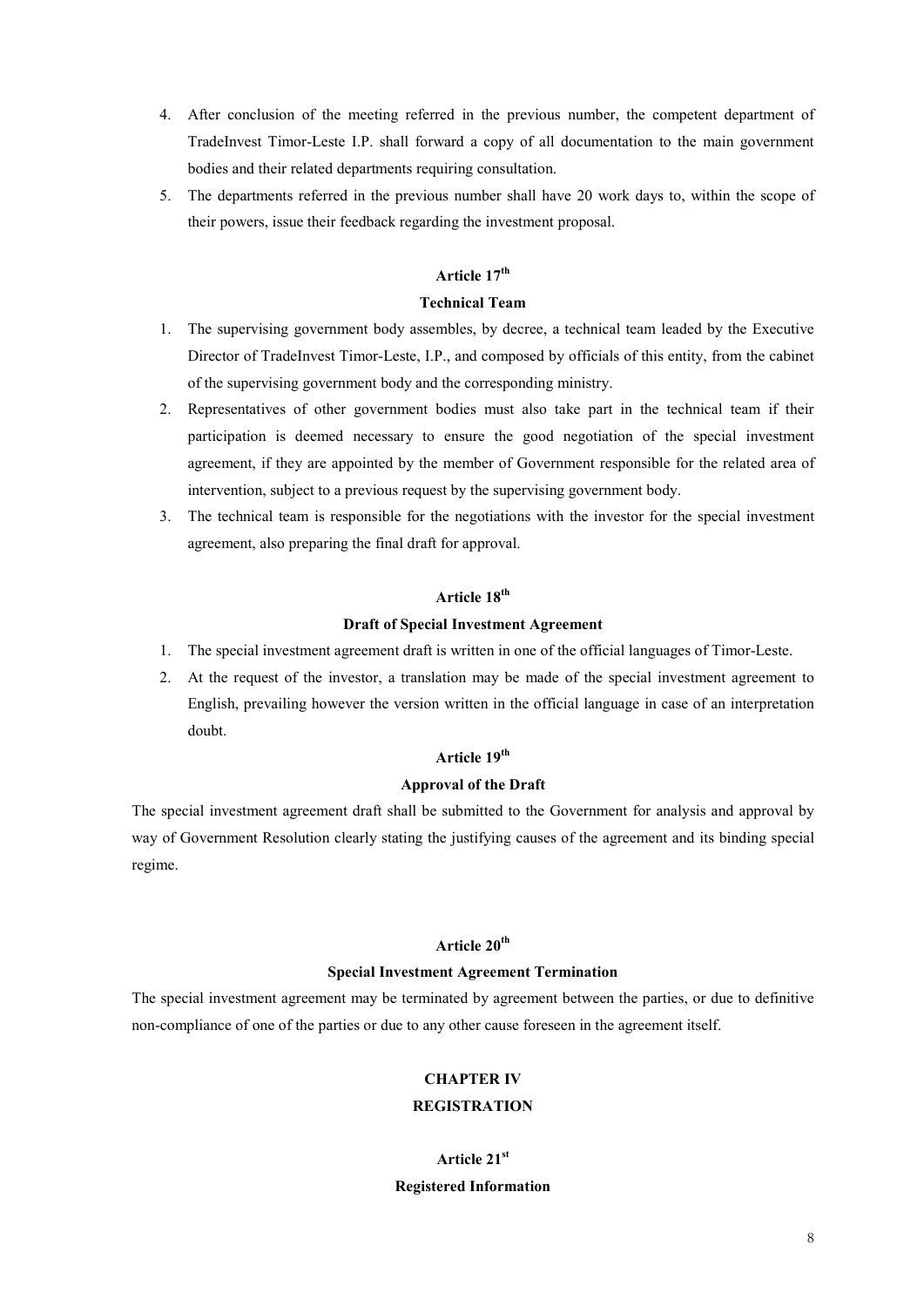4. After conclusion of the meeting referred in the previous number, the competent department of TradeInvest Timor-Leste I.P. shall forward a copy of all documentation to the main government bodies and their related departments requiring consultation.
5. The departments referred in the previous number shall have 20 work days to, within the scope of their powers, issue their feedback regarding the investment proposal.

### Article 17th

### Technical Team

1. The supervising government body assembles, by decree, a technical team leaded by the Executive Director of TradeInvest Timor-Leste, I.P., and composed by officials of this entity, from the cabinet of the supervising government body and the corresponding ministry.
2. Representatives of other government bodies must also take part in the technical team if their participation is deemed necessary to ensure the good negotiation of the special investment agreement, if they are appointed by the member of Government responsible for the related area of intervention, subject to a previous request by the supervising government body.
3. The technical team is responsible for the negotiations with the investor for the special investment agreement, also preparing the final draft for approval.

### Article 18th

### Draft of Special Investment Agreement

1. The special investment agreement draft is written in one of the official languages of Timor-Leste.
2. At the request of the investor, a translation may be made of the special investment agreement to English, prevailing however the version written in the official language in case of an interpretation doubt.

### Article 19th

### Approval of the Draft

The special investment agreement draft shall be submitted to the Government for analysis and approval by way of Government Resolution clearly stating the justifying causes of the agreement and its binding special regime.

### Article 20th

### Special Investment Agreement Termination

The special investment agreement may be terminated by agreement between the parties, or due to definitive non-compliance of one of the parties or due to any other cause foreseen in the agreement itself.

## CHAPTER IV

## REGISTRATION

### Article 21st

### Registered Information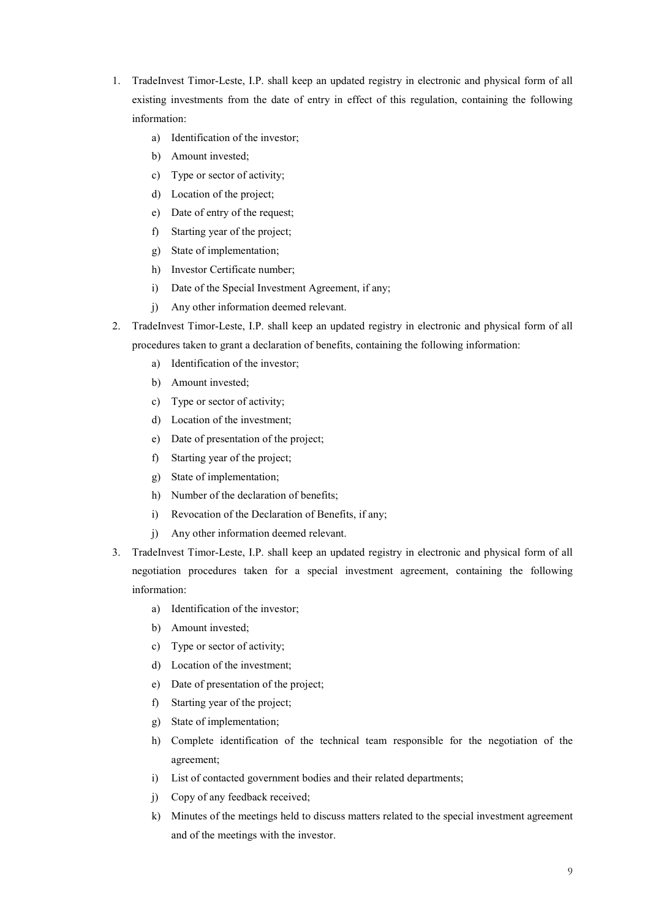1. TradeInvest Timor-Leste, I.P. shall keep an updated registry in electronic and physical form of all existing investments from the date of entry in effect of this regulation, containing the following information:
    a) Identification of the investor;
    b) Amount invested;
    c) Type or sector of activity;
    d) Location of the project;
    e) Date of entry of the request;
    f) Starting year of the project;
    g) State of implementation;
    h) Investor Certificate number;
    i) Date of the Special Investment Agreement, if any;
    j) Any other information deemed relevant.
2. TradeInvest Timor-Leste, I.P. shall keep an updated registry in electronic and physical form of all procedures taken to grant a declaration of benefits, containing the following information:
    a) Identification of the investor;
    b) Amount invested;
    c) Type or sector of activity;
    d) Location of the investment;
    e) Date of presentation of the project;
    f) Starting year of the project;
    g) State of implementation;
    h) Number of the declaration of benefits;
    i) Revocation of the Declaration of Benefits, if any;
    j) Any other information deemed relevant.
3. TradeInvest Timor-Leste, I.P. shall keep an updated registry in electronic and physical form of all negotiation procedures taken for a special investment agreement, containing the following information:
    a) Identification of the investor;
    b) Amount invested;
    c) Type or sector of activity;
    d) Location of the investment;
    e) Date of presentation of the project;
    f) Starting year of the project;
    g) State of implementation;
    h) Complete identification of the technical team responsible for the negotiation of the agreement;
    i) List of contacted government bodies and their related departments;
    j) Copy of any feedback received;
    k) Minutes of the meetings held to discuss matters related to the special investment agreement and of the meetings with the investor.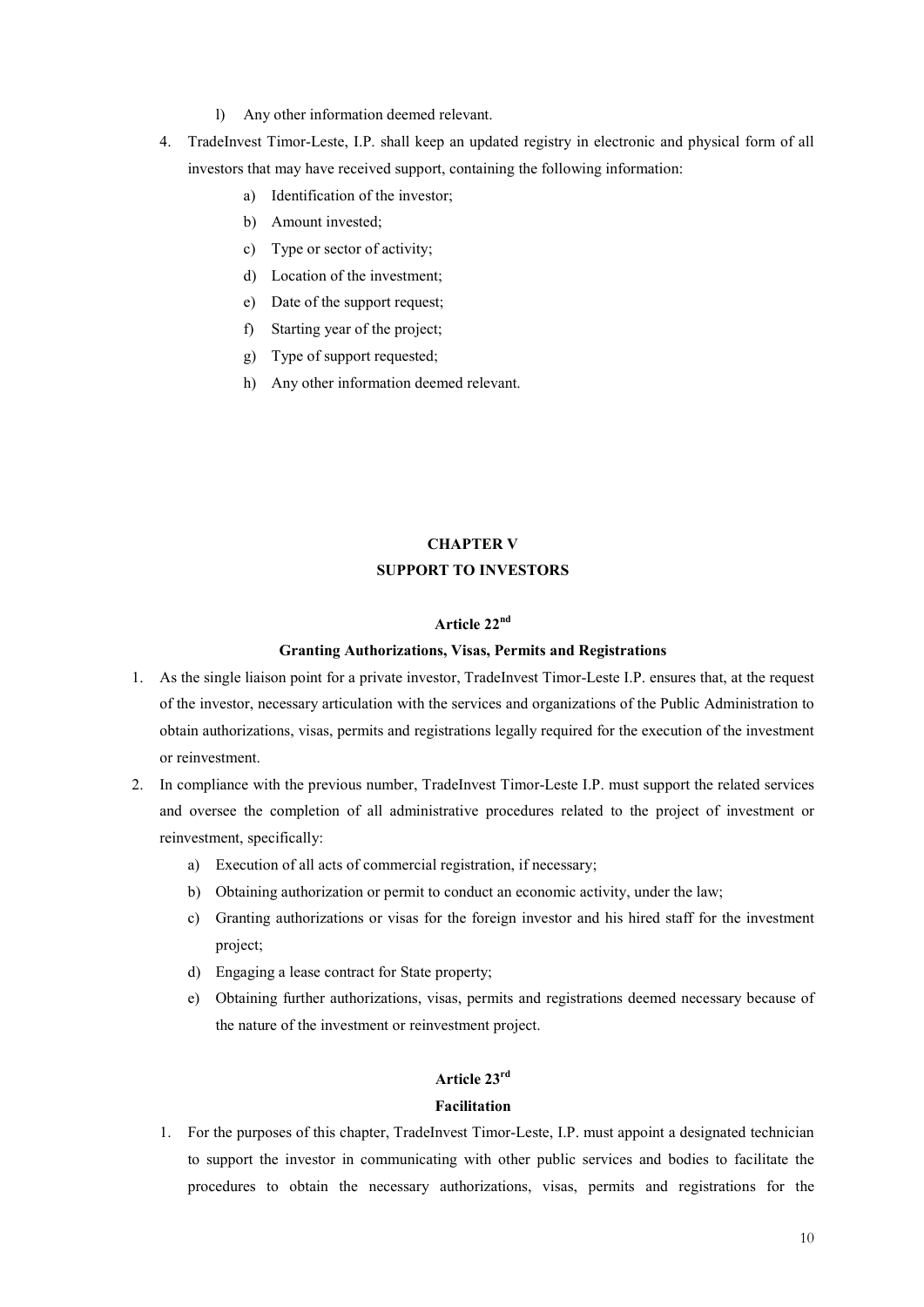l) Any other information deemed relevant.

4. TradeInvest Timor-Leste, I.P. shall keep an updated registry in electronic and physical form of all investors that may have received support, containing the following information:
   a) Identification of the investor;
   b) Amount invested;
   c) Type or sector of activity;
   d) Location of the investment;
   e) Date of the support request;
   f) Starting year of the project;
   g) Type of support requested;
   h) Any other information deemed relevant.

## CHAPTER V
## SUPPORT TO INVESTORS

### Article 22nd

#### Granting Authorizations, Visas, Permits and Registrations

1. As the single liaison point for a private investor, TradeInvest Timor-Leste I.P. ensures that, at the request of the investor, necessary articulation with the services and organizations of the Public Administration to obtain authorizations, visas, permits and registrations legally required for the execution of the investment or reinvestment.
2. In compliance with the previous number, TradeInvest Timor-Leste I.P. must support the related services and oversee the completion of all administrative procedures related to the project of investment or reinvestment, specifically:
   a) Execution of all acts of commercial registration, if necessary;
   b) Obtaining authorization or permit to conduct an economic activity, under the law;
   c) Granting authorizations or visas for the foreign investor and his hired staff for the investment project;
   d) Engaging a lease contract for State property;
   e) Obtaining further authorizations, visas, permits and registrations deemed necessary because of the nature of the investment or reinvestment project.

### Article 23rd

#### Facilitation

1. For the purposes of this chapter, TradeInvest Timor-Leste, I.P. must appoint a designated technician to support the investor in communicating with other public services and bodies to facilitate the procedures to obtain the necessary authorizations, visas, permits and registrations for the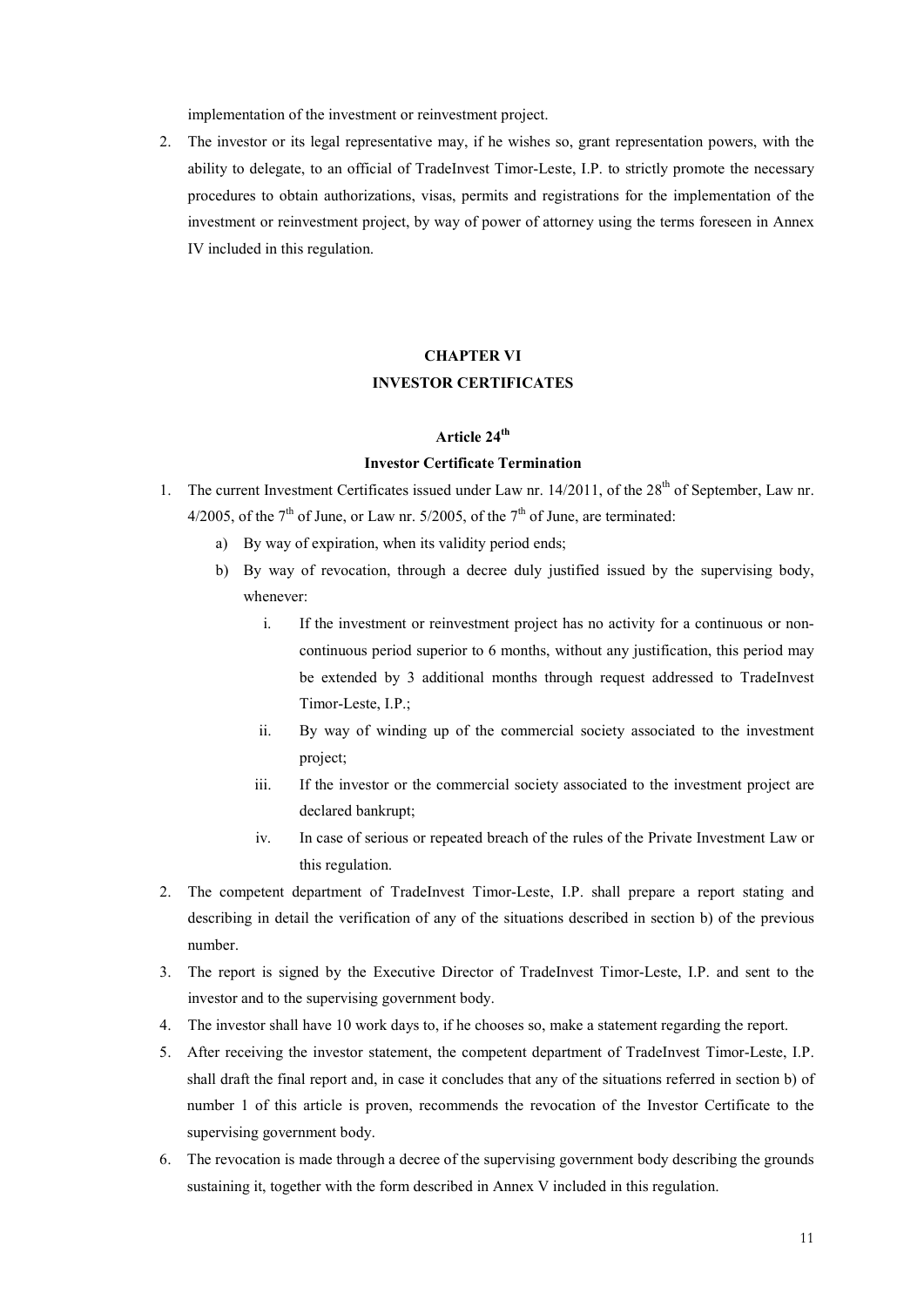implementation of the investment or reinvestment project.

2. The investor or its legal representative may, if he wishes so, grant representation powers, with the ability to delegate, to an official of TradeInvest Timor-Leste, I.P. to strictly promote the necessary procedures to obtain authorizations, visas, permits and registrations for the implementation of the investment or reinvestment project, by way of power of attorney using the terms foreseen in Annex IV included in this regulation.

## CHAPTER VI
## INVESTOR CERTIFICATES

### Article 24th
### Investor Certificate Termination

1. The current Investment Certificates issued under Law nr. 14/2011, of the 28th of September, Law nr. 4/2005, of the 7th of June, or Law nr. 5/2005, of the 7th of June, are terminated:
   a) By way of expiration, when its validity period ends;
   b) By way of revocation, through a decree duly justified issued by the supervising body, whenever:
      i. If the investment or reinvestment project has no activity for a continuous or non-continuous period superior to 6 months, without any justification, this period may be extended by 3 additional months through request addressed to TradeInvest Timor-Leste, I.P.;
      ii. By way of winding up of the commercial society associated to the investment project;
      iii. If the investor or the commercial society associated to the investment project are declared bankrupt;
      iv. In case of serious or repeated breach of the rules of the Private Investment Law or this regulation.
2. The competent department of TradeInvest Timor-Leste, I.P. shall prepare a report stating and describing in detail the verification of any of the situations described in section b) of the previous number.
3. The report is signed by the Executive Director of TradeInvest Timor-Leste, I.P. and sent to the investor and to the supervising government body.
4. The investor shall have 10 work days to, if he chooses so, make a statement regarding the report.
5. After receiving the investor statement, the competent department of TradeInvest Timor-Leste, I.P. shall draft the final report and, in case it concludes that any of the situations referred in section b) of number 1 of this article is proven, recommends the revocation of the Investor Certificate to the supervising government body.
6. The revocation is made through a decree of the supervising government body describing the grounds sustaining it, together with the form described in Annex V included in this regulation.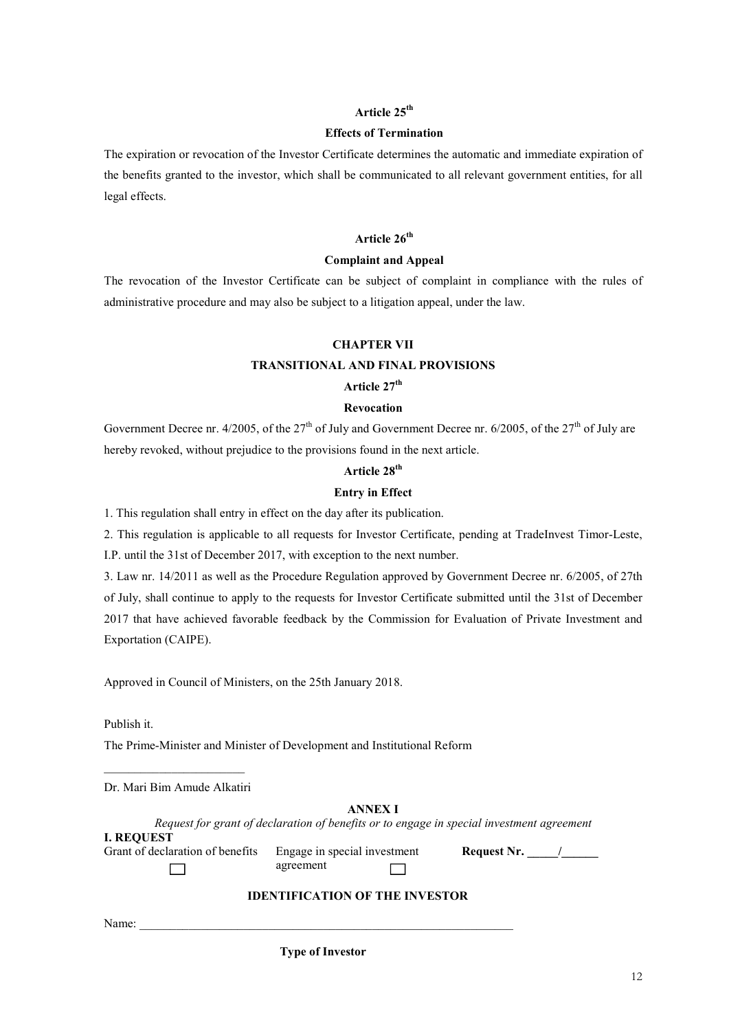### Article 25th

**Effects of Termination**

The expiration or revocation of the Investor Certificate determines the automatic and immediate expiration of the benefits granted to the investor, which shall be communicated to all relevant government entities, for all legal effects.

### Article 26th

**Complaint and Appeal**

The revocation of the Investor Certificate can be subject of complaint in compliance with the rules of administrative procedure and may also be subject to a litigation appeal, under the law.

## CHAPTER VII

## TRANSITIONAL AND FINAL PROVISIONS

### Article 27th

**Revocation**

Government Decree nr. 4/2005, of the 27th of July and Government Decree nr. 6/2005, of the 27th of July are hereby revoked, without prejudice to the provisions found in the next article.

### Article 28th

**Entry in Effect**

1. This regulation shall entry in effect on the day after its publication.

2. This regulation is applicable to all requests for Investor Certificate, pending at TradeInvest Timor-Leste, I.P. until the 31st of December 2017, with exception to the next number.

3. Law nr. 14/2011 as well as the Procedure Regulation approved by Government Decree nr. 6/2005, of 27th of July, shall continue to apply to the requests for Investor Certificate submitted until the 31st of December 2017 that have achieved favorable feedback by the Commission for Evaluation of Private Investment and Exportation (CAIPE).

Approved in Council of Ministers, on the 25th January 2018.

Publish it.

The Prime-Minister and Minister of Development and Institutional Reform

_______________________

Dr. Mari Bim Amude Alkatiri

## ANNEX I

*Request for grant of declaration of benefits or to engage in special investment agreement*

**I. REQUEST**

Grant of declaration of benefits ☐ Engage in special investment agreement ☐ **Request Nr. _____/______**

**IDENTIFICATION OF THE INVESTOR**

Name: _______________________________________________________________

**Type of Investor**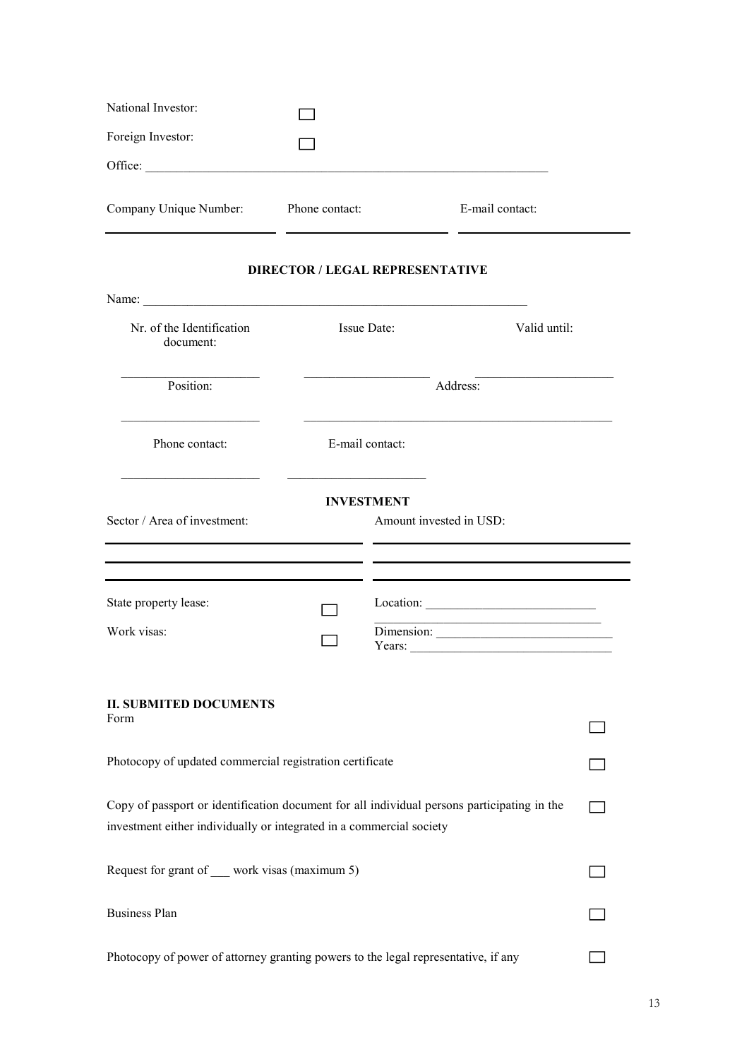National Investor: ☐

Foreign Investor: ☐

Office: ______________________________________________________________

| Company Unique Number: | Phone contact: | E-mail contact: |
|---|---|---|
| | | |

### DIRECTOR / LEGAL REPRESENTATIVE

Name: ____________________________________________________________

| Nr. of the Identification document: | Issue Date: | Valid until: |
|---|---|---|
| ____________________ | ____________________ | ____________________ |

| Position: | Address: |
|---|---|
| ____________________ | ______________________________________________ |

| Phone contact: | E-mail contact: |
|---|---|
| ____________________ | ____________________ |

### INVESTMENT

| Sector / Area of investment: | Amount invested in USD: |
|---|---|
| | |
| | |

State property lease: ☐

Work visas: ☐

Location: __________________________

__________________________________

Dimension: __________________________

Years: ______________________________

## II. SUBMITED DOCUMENTS

Form ☐

Photocopy of updated commercial registration certificate ☐

Copy of passport or identification document for all individual persons participating in the investment either individually or integrated in a commercial society ☐

Request for grant of ___ work visas (maximum 5) ☐

Business Plan ☐

Photocopy of power of attorney granting powers to the legal representative, if any ☐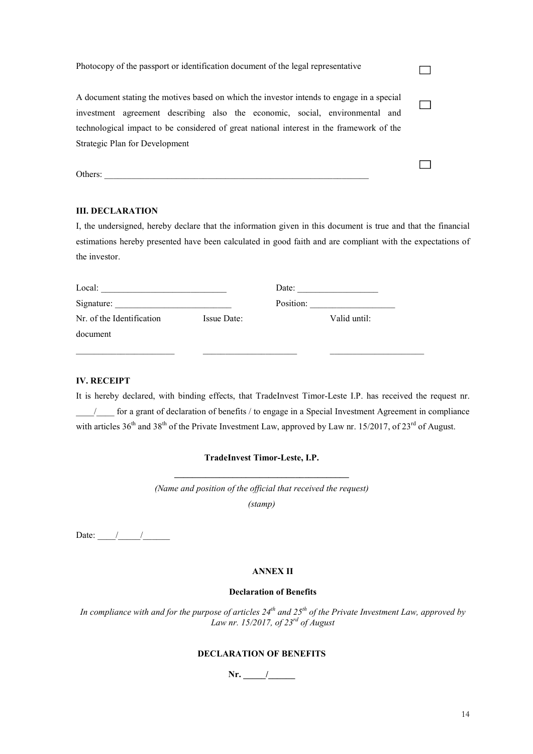Photocopy of the passport or identification document of the legal representative ☐

A document stating the motives based on which the investor intends to engage in a special investment agreement describing also the economic, social, environmental and technological impact to be considered of great national interest in the framework of the Strategic Plan for Development ☐

Others: ____________________________________________________________ ☐

### III. DECLARATION

I, the undersigned, hereby declare that the information given in this document is true and that the financial estimations hereby presented have been calculated in good faith and are compliant with the expectations of the investor.

Local: ___________________________ Date: __________________

Signature: __________________________ Position: ___________________

| Nr. of the Identification document | Issue Date: | Valid until: |
|---|---|---|
| ______________________ | _____________________ | _____________________ |

### IV. RECEIPT

It is hereby declared, with binding effects, that TradeInvest Timor-Leste I.P. has received the request nr. ____/____ for a grant of declaration of benefits / to engage in a Special Investment Agreement in compliance with articles 36th and 38th of the Private Investment Law, approved by Law nr. 15/2017, of 23rd of August.

**TradeInvest Timor-Leste, I.P.**

**________________________________________**

*(Name and position of the official that received the request)*

*(stamp)*

Date: ____/_____/______

**ANNEX II**

**Declaration of Benefits**

*In compliance with and for the purpose of articles 24th and 25th of the Private Investment Law, approved by Law nr. 15/2017, of 23rd of August*

**DECLARATION OF BENEFITS**

**Nr. _____/______**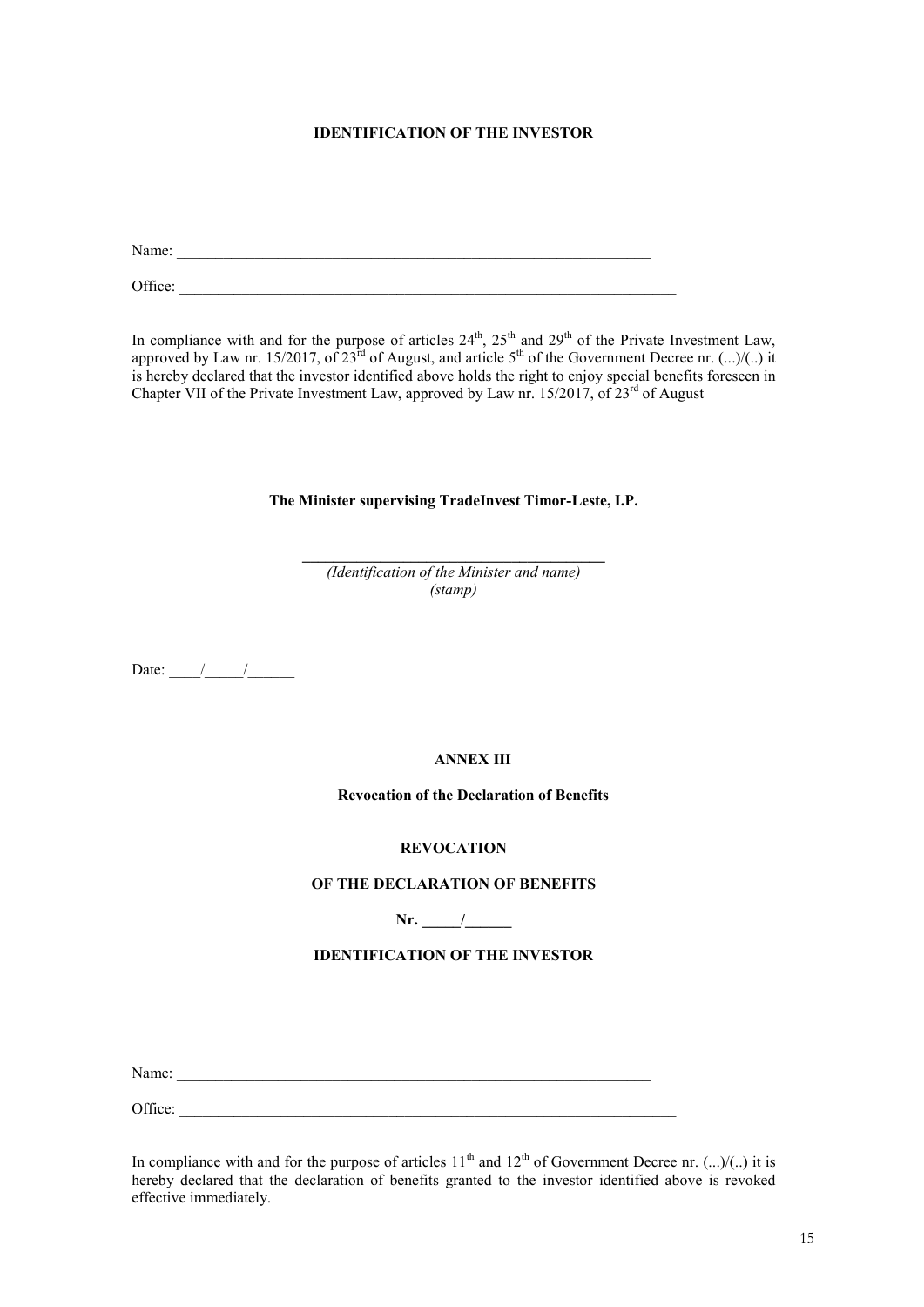**IDENTIFICATION OF THE INVESTOR**

Name: \_\_\_\_\_\_\_\_\_\_\_\_\_\_\_\_\_\_\_\_\_\_\_\_\_\_\_\_\_\_\_\_\_\_\_\_\_\_\_\_\_\_\_\_\_\_\_\_\_\_\_\_\_\_\_\_\_\_\_\_\_\_\_\_

Office: \_\_\_\_\_\_\_\_\_\_\_\_\_\_\_\_\_\_\_\_\_\_\_\_\_\_\_\_\_\_\_\_\_\_\_\_\_\_\_\_\_\_\_\_\_\_\_\_\_\_\_\_\_\_\_\_\_\_\_\_\_\_\_\_

In compliance with and for the purpose of articles 24th, 25th and 29th of the Private Investment Law, approved by Law nr. 15/2017, of 23rd of August, and article 5th of the Government Decree nr. (...)/(..) it is hereby declared that the investor identified above holds the right to enjoy special benefits foreseen in Chapter VII of the Private Investment Law, approved by Law nr. 15/2017, of 23rd of August

**The Minister supervising TradeInvest Timor-Leste, I.P.**

\_\_\_\_\_\_\_\_\_\_\_\_\_\_\_\_\_\_\_\_\_\_\_\_\_\_\_\_\_\_\_\_\_\_\_\_\_\_\_\_

*(Identification of the Minister and name)*
*(stamp)*

Date: \_\_\_\_/\_\_\_\_\_/\_\_\_\_\_\_

**ANNEX III**

**Revocation of the Declaration of Benefits**

**REVOCATION**

**OF THE DECLARATION OF BENEFITS**

**Nr. \_\_\_\_\_/\_\_\_\_\_\_**

**IDENTIFICATION OF THE INVESTOR**

Name: \_\_\_\_\_\_\_\_\_\_\_\_\_\_\_\_\_\_\_\_\_\_\_\_\_\_\_\_\_\_\_\_\_\_\_\_\_\_\_\_\_\_\_\_\_\_\_\_\_\_\_\_\_\_\_\_\_\_\_\_\_\_\_\_

Office: \_\_\_\_\_\_\_\_\_\_\_\_\_\_\_\_\_\_\_\_\_\_\_\_\_\_\_\_\_\_\_\_\_\_\_\_\_\_\_\_\_\_\_\_\_\_\_\_\_\_\_\_\_\_\_\_\_\_\_\_\_\_\_\_

In compliance with and for the purpose of articles 11th and 12th of Government Decree nr. (...)/(..) it is hereby declared that the declaration of benefits granted to the investor identified above is revoked effective immediately.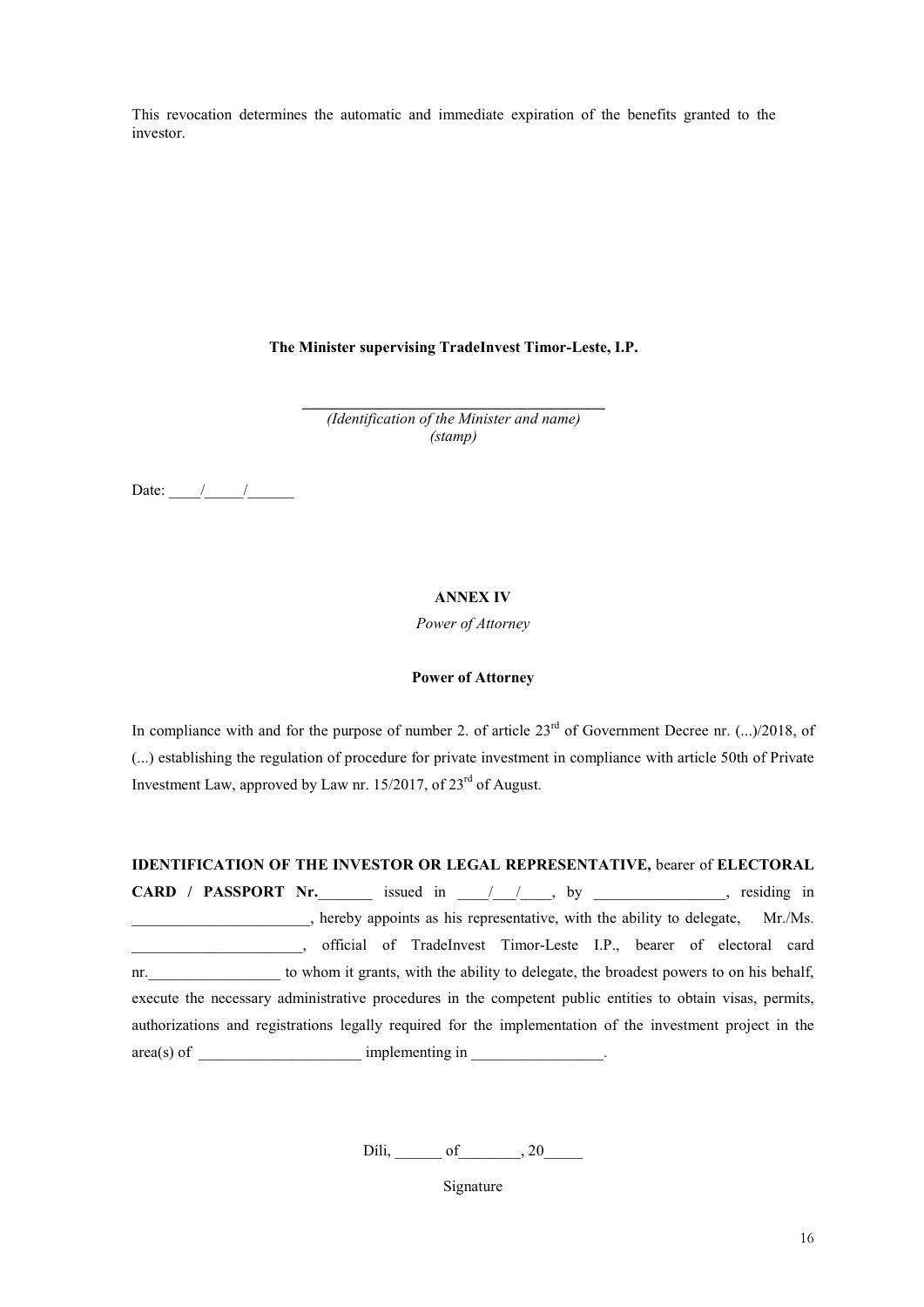This revocation determines the automatic and immediate expiration of the benefits granted to the investor.

**The Minister supervising TradeInvest Timor-Leste, I.P.**

\_\_\_\_\_\_\_\_\_\_\_\_\_\_\_\_\_\_\_\_\_\_\_\_\_\_\_\_\_\_\_\_\_\_\_\_\_\_\_\_

*(Identification of the Minister and name)*
*(stamp)*

Date: \_\_\_\_/\_\_\_\_\_/\_\_\_\_\_\_

**ANNEX IV**

*Power of Attorney*

**Power of Attorney**

In compliance with and for the purpose of number 2. of article 23rd of Government Decree nr. (...)/2018, of (...) establishing the regulation of procedure for private investment in compliance with article 50th of Private Investment Law, approved by Law nr. 15/2017, of 23rd of August.

**IDENTIFICATION OF THE INVESTOR OR LEGAL REPRESENTATIVE,** bearer of **ELECTORAL CARD / PASSPORT Nr.**\_\_\_\_\_\_\_ issued in \_\_\_\_/\_\_\_/\_\_\_\_, by \_\_\_\_\_\_\_\_\_\_\_\_\_\_\_\_\_, residing in \_\_\_\_\_\_\_\_\_\_\_\_\_\_\_\_\_\_\_\_\_\_\_, hereby appoints as his representative, with the ability to delegate, Mr./Ms. \_\_\_\_\_\_\_\_\_\_\_\_\_\_\_\_\_\_\_\_\_\_, official of TradeInvest Timor-Leste I.P., bearer of electoral card nr.\_\_\_\_\_\_\_\_\_\_\_\_\_\_\_\_\_\_ to whom it grants, with the ability to delegate, the broadest powers to on his behalf, execute the necessary administrative procedures in the competent public entities to obtain visas, permits, authorizations and registrations legally required for the implementation of the investment project in the area(s) of \_\_\_\_\_\_\_\_\_\_\_\_\_\_\_\_\_\_\_\_\_ implementing in \_\_\_\_\_\_\_\_\_\_\_\_\_\_\_\_\_.

Díli, \_\_\_\_\_\_ of\_\_\_\_\_\_\_\_, 20\_\_\_\_\_

Signature